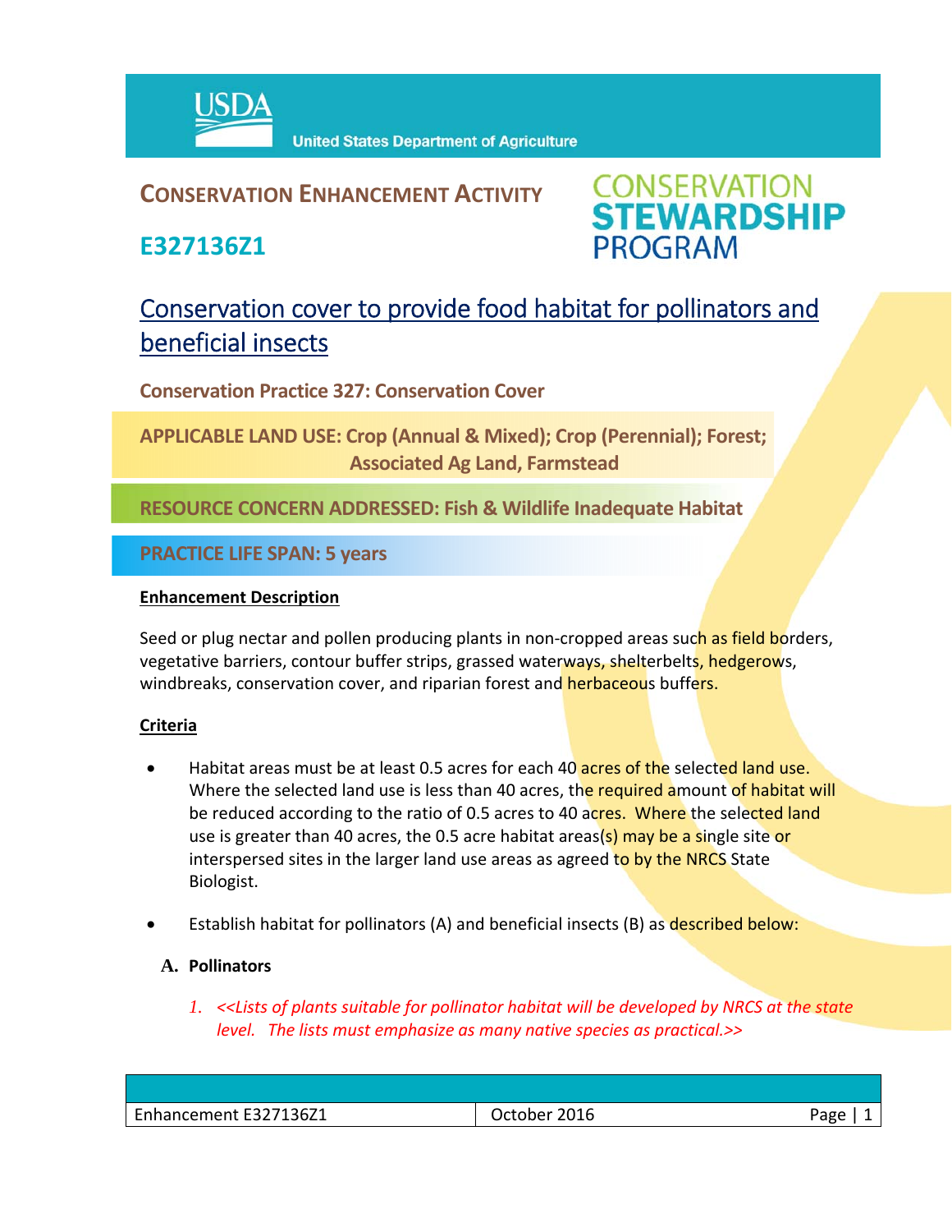USDA United States Department of Agriculture

# CONSERVATION ENHANCEMENT ACTIVITY

## E327136Z1

CONSERVATION STEWARDSHIP PROGRAM

## Conservation cover to provide food habitat for pollinators and beneficial insects

**Conservation Practice 327: Conservation Cover**

**APPLICABLE LAND USE: Crop (Annual & Mixed); Crop (Perennial); Forest; Associated Ag Land, Farmstead**

**RESOURCE CONCERN ADDRESSED: Fish & Wildlife Inadequate Habitat**

**PRACTICE LIFE SPAN: 5 years**

**Enhancement Description**

Seed or plug nectar and pollen producing plants in non-cropped areas such as field borders, vegetative barriers, contour buffer strips, grassed waterways, shelterbelts, hedgerows, windbreaks, conservation cover, and riparian forest and herbaceous buffers.

**Criteria**

- Habitat areas must be at least 0.5 acres for each 40 acres of the selected land use. Where the selected land use is less than 40 acres, the required amount of habitat will be reduced according to the ratio of 0.5 acres to 40 acres. Where the selected land use is greater than 40 acres, the 0.5 acre habitat areas(s) may be a single site or interspersed sites in the larger land use areas as agreed to by the NRCS State Biologist.

- Establish habitat for pollinators (A) and beneficial insects (B) as described below:

**A. Pollinators**

1. *<<Lists of plants suitable for pollinator habitat will be developed by NRCS at the state level. The lists must emphasize as many native species as practical.>>*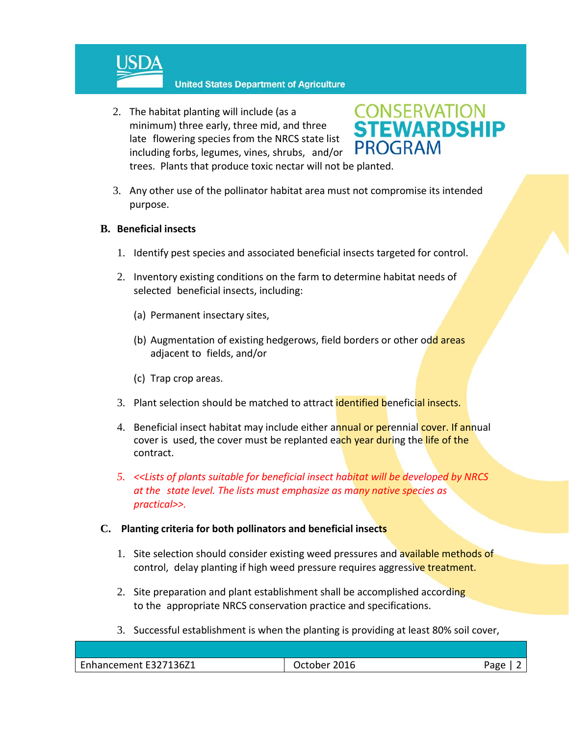2. The habitat planting will include (as a minimum) three early, three mid, and three late flowering species from the NRCS state list including forbs, legumes, vines, shrubs, and/or trees. Plants that produce toxic nectar will not be planted.

3. Any other use of the pollinator habitat area must not compromise its intended purpose.

**B. Beneficial insects**

1. Identify pest species and associated beneficial insects targeted for control.

2. Inventory existing conditions on the farm to determine habitat needs of selected beneficial insects, including:

   (a) Permanent insectary sites,

   (b) Augmentation of existing hedgerows, field borders or other odd areas adjacent to fields, and/or

   (c) Trap crop areas.

3. Plant selection should be matched to attract identified beneficial insects.

4. Beneficial insect habitat may include either annual or perennial cover. If annual cover is used, the cover must be replanted each year during the life of the contract.

5. *<<Lists of plants suitable for beneficial insect habitat will be developed by NRCS at the state level. The lists must emphasize as many native species as practical>>.*

**C. Planting criteria for both pollinators and beneficial insects**

1. Site selection should consider existing weed pressures and available methods of control, delay planting if high weed pressure requires aggressive treatment.

2. Site preparation and plant establishment shall be accomplished according to the appropriate NRCS conservation practice and specifications.

3. Successful establishment is when the planting is providing at least 80% soil cover,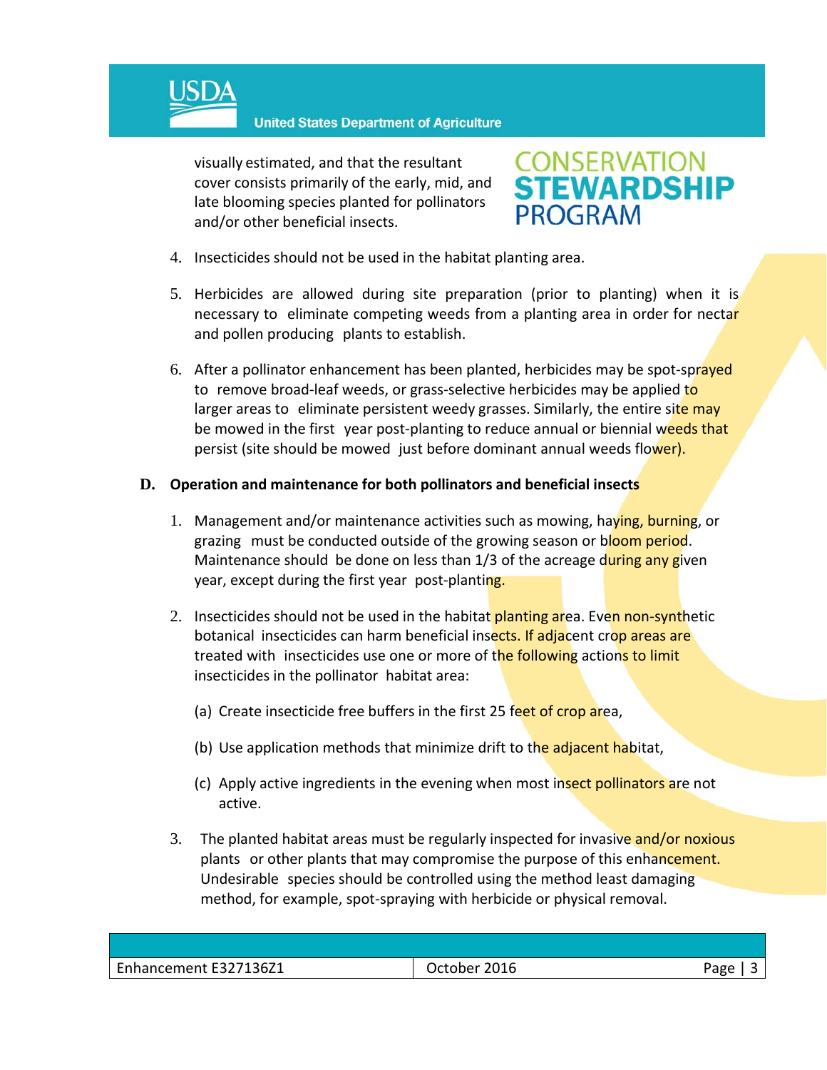visually estimated, and that the resultant cover consists primarily of the early, mid, and late blooming species planted for pollinators and/or other beneficial insects.

4. Insecticides should not be used in the habitat planting area.

5. Herbicides are allowed during site preparation (prior to planting) when it is necessary to eliminate competing weeds from a planting area in order for nectar and pollen producing plants to establish.

6. After a pollinator enhancement has been planted, herbicides may be spot-sprayed to remove broad-leaf weeds, or grass-selective herbicides may be applied to larger areas to eliminate persistent weedy grasses. Similarly, the entire site may be mowed in the first year post-planting to reduce annual or biennial weeds that persist (site should be mowed just before dominant annual weeds flower).

**D. Operation and maintenance for both pollinators and beneficial insects**

1. Management and/or maintenance activities such as mowing, haying, burning, or grazing must be conducted outside of the growing season or bloom period. Maintenance should be done on less than 1/3 of the acreage during any given year, except during the first year post-planting.

2. Insecticides should not be used in the habitat planting area. Even non-synthetic botanical insecticides can harm beneficial insects. If adjacent crop areas are treated with insecticides use one or more of the following actions to limit insecticides in the pollinator habitat area:

   (a) Create insecticide free buffers in the first 25 feet of crop area,

   (b) Use application methods that minimize drift to the adjacent habitat,

   (c) Apply active ingredients in the evening when most insect pollinators are not active.

3. The planted habitat areas must be regularly inspected for invasive and/or noxious plants or other plants that may compromise the purpose of this enhancement. Undesirable species should be controlled using the method least damaging method, for example, spot-spraying with herbicide or physical removal.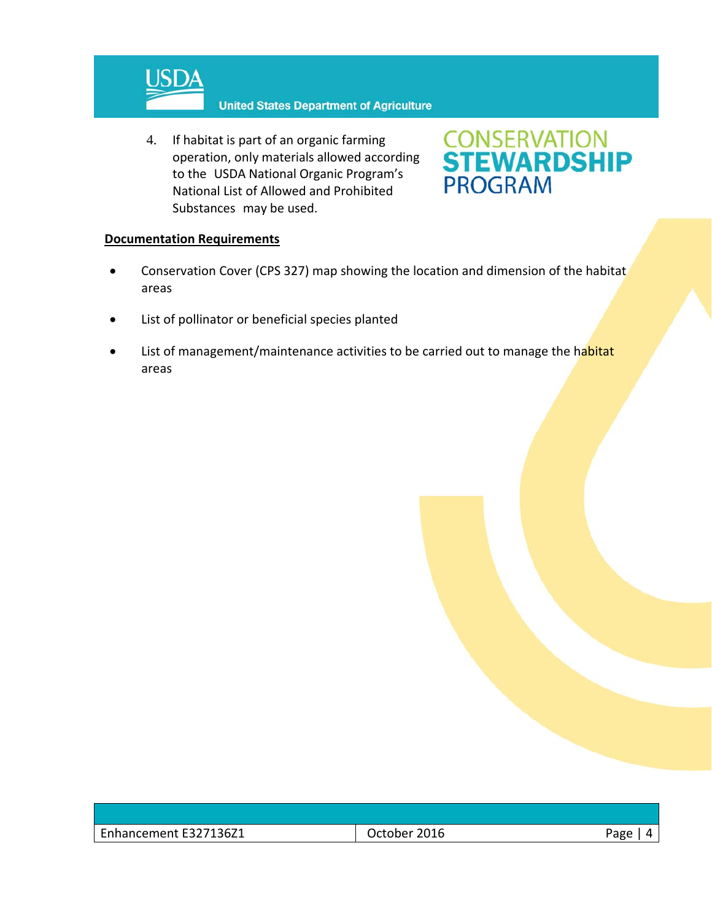4. If habitat is part of an organic farming operation, only materials allowed according to the USDA National Organic Program's National List of Allowed and Prohibited Substances may be used.

**Documentation Requirements**

- Conservation Cover (CPS 327) map showing the location and dimension of the habitat areas
- List of pollinator or beneficial species planted
- List of management/maintenance activities to be carried out to manage the habitat areas